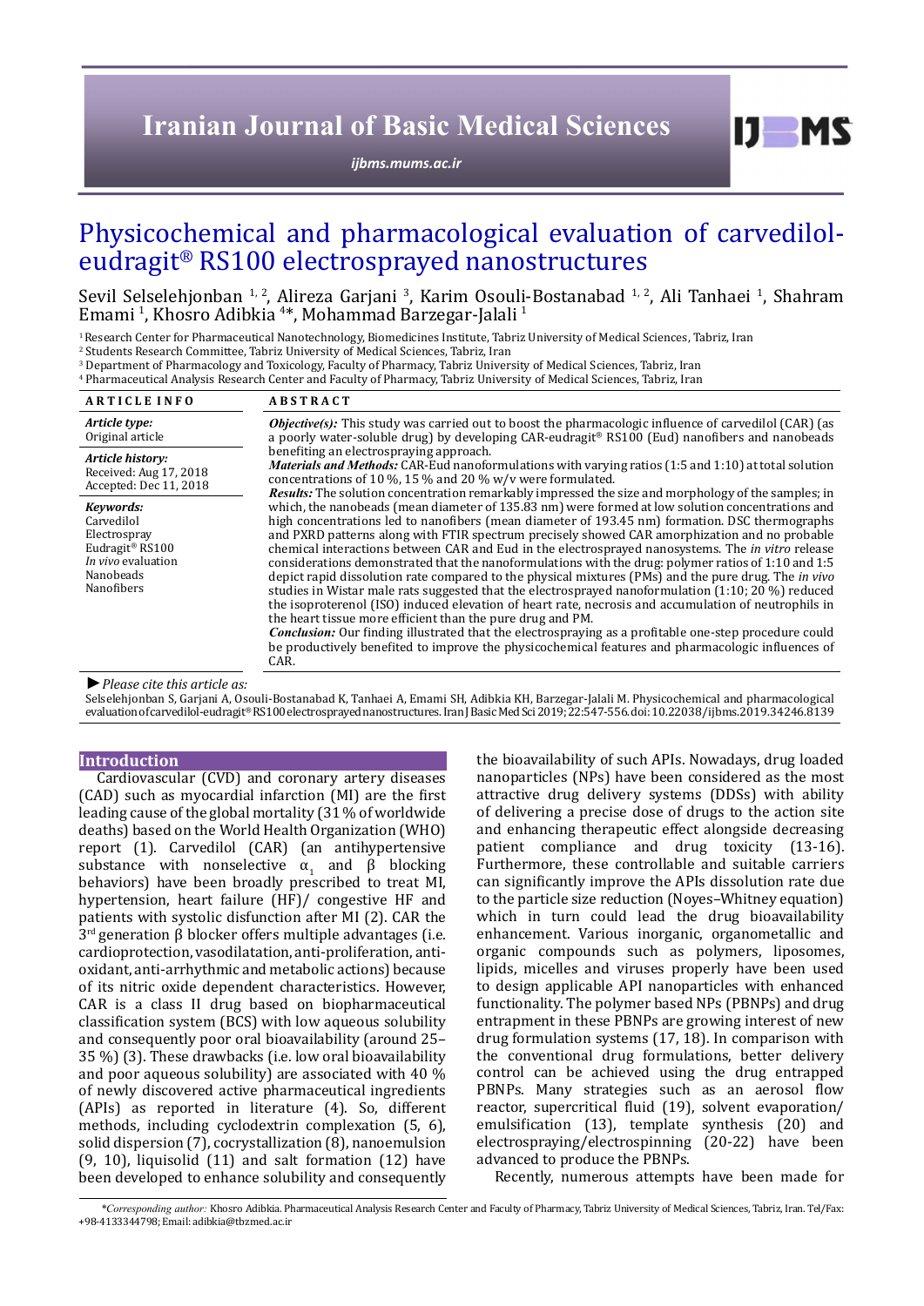Iranian Journal of Basic Medical Sciences

ijbms.mums.ac.ir

# Physicochemical and pharmacological evaluation of carvedilol-eudragit® RS100 electrosprayed nanostructures

Sevil Selselehjonban [1, 2], Alireza Garjani [3], Karim Osouli-Bostanabad [1, 2], Ali Tanhaei [1], Shahram Emami [1], Khosro Adibkia [4]*, Mohammad Barzegar-Jalali [1]

[1] Research Center for Pharmaceutical Nanotechnology, Biomedicines Institute, Tabriz University of Medical Sciences, Tabriz, Iran
[2] Students Research Committee, Tabriz University of Medical Sciences, Tabriz, Iran
[3] Department of Pharmacology and Toxicology, Faculty of Pharmacy, Tabriz University of Medical Sciences, Tabriz, Iran
[4] Pharmaceutical Analysis Research Center and Faculty of Pharmacy, Tabriz University of Medical Sciences, Tabriz, Iran

**ARTICLE INFO**

*Article type:*
Original article

*Article history:*
Received: Aug 17, 2018
Accepted: Dec 11, 2018

*Keywords:*
Carvedilol
Electrospray
Eudragit® RS100
*In vivo* evaluation
Nanobeads
Nanofibers

**ABSTRACT**

***Objective(s):*** This study was carried out to boost the pharmacologic influence of carvedilol (CAR) (as a poorly water-soluble drug) by developing CAR-eudragit® RS100 (Eud) nanofibers and nanobeads benefiting an electrospraying approach.

***Materials and Methods:*** CAR-Eud nanoformulations with varying ratios (1:5 and 1:10) at total solution concentrations of 10 %, 15 % and 20 % w/v were formulated.

***Results:*** The solution concentration remarkably impressed the size and morphology of the samples; in which, the nanobeads (mean diameter of 135.83 nm) were formed at low solution concentrations and high concentrations led to nanofibers (mean diameter of 193.45 nm) formation. DSC thermographs and PXRD patterns along with FTIR spectrum precisely showed CAR amorphization and no probable chemical interactions between CAR and Eud in the electrosprayed nanosystems. The *in vitro* release considerations demonstrated that the nanoformulations with the drug: polymer ratios of 1:10 and 1:5 depict rapid dissolution rate compared to the physical mixtures (PMs) and the pure drug. The *in vivo* studies in Wistar male rats suggested that the electrosprayed nanoformulation (1:10; 20 %) reduced the isoproterenol (ISO) induced elevation of heart rate, necrosis and accumulation of neutrophils in the heart tissue more efficient than the pure drug and PM.

***Conclusion:*** Our finding illustrated that the electrospraying as a profitable one-step procedure could be productively benefited to improve the physicochemical features and pharmacologic influences of CAR.

► *Please cite this article as:*
Selselehjonban S, Garjani A, Osouli-Bostanabad K, Tanhaei A, Emami SH, Adibkia KH, Barzegar-Jalali M. Physicochemical and pharmacological evaluation of carvedilol-eudragit® RS100 electrosprayed nanostructures. Iran J Basic Med Sci 2019; 22:547-556. doi: 10.22038/ijbms.2019.34246.8139

## Introduction

Cardiovascular (CVD) and coronary artery diseases (CAD) such as myocardial infarction (MI) are the first leading cause of the global mortality (31 % of worldwide deaths) based on the World Health Organization (WHO) report (1). Carvedilol (CAR) (an antihypertensive substance with nonselective $\alpha_1$ and β blocking behaviors) have been broadly prescribed to treat MI, hypertension, heart failure (HF)/ congestive HF and patients with systolic disfunction after MI (2). CAR the 3rd generation β blocker offers multiple advantages (i.e. cardioprotection, vasodilatation, anti-proliferation, anti-oxidant, anti-arrhythmic and metabolic actions) because of its nitric oxide dependent characteristics. However, CAR is a class II drug based on biopharmaceutical classification system (BCS) with low aqueous solubility and consequently poor oral bioavailability (around 25–35 %) (3). These drawbacks (i.e. low oral bioavailability and poor aqueous solubility) are associated with 40 % of newly discovered active pharmaceutical ingredients (APIs) as reported in literature (4). So, different methods, including cyclodextrin complexation (5, 6), solid dispersion (7), cocrystallization (8), nanoemulsion (9, 10), liquisolid (11) and salt formation (12) have been developed to enhance solubility and consequently the bioavailability of such APIs. Nowadays, drug loaded nanoparticles (NPs) have been considered as the most attractive drug delivery systems (DDSs) with ability of delivering a precise dose of drugs to the action site and enhancing therapeutic effect alongside decreasing patient compliance and drug toxicity (13-16). Furthermore, these controllable and suitable carriers can significantly improve the APIs dissolution rate due to the particle size reduction (Noyes–Whitney equation) which in turn could lead the drug bioavailability enhancement. Various inorganic, organometallic and organic compounds such as polymers, liposomes, lipids, micelles and viruses properly have been used to design applicable API nanoparticles with enhanced functionality. The polymer based NPs (PBNPs) and drug entrapment in these PBNPs are growing interest of new drug formulation systems (17, 18). In comparison with the conventional drug formulations, better delivery control can be achieved using the drug entrapped PBNPs. Many strategies such as an aerosol flow reactor, supercritical fluid (19), solvent evaporation/emulsification (13), template synthesis (20) and electrospraying/electrospinning (20-22) have been advanced to produce the PBNPs.

Recently, numerous attempts have been made for

*Corresponding author: Khosro Adibkia. Pharmaceutical Analysis Research Center and Faculty of Pharmacy, Tabriz University of Medical Sciences, Tabriz, Iran. Tel/Fax: +98-4133344798; Email: adibkia@tbzmed.ac.ir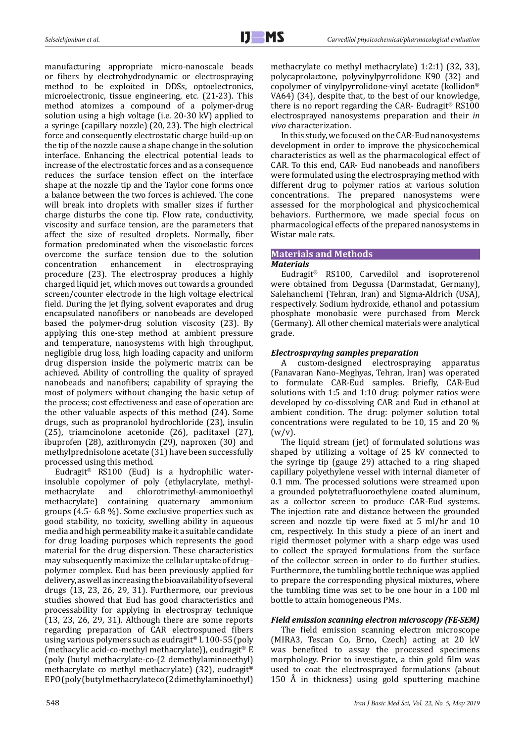manufacturing appropriate micro-nanoscale beads or fibers by electrohydrodynamic or electrospraying method to be exploited in DDSs, optoelectronics, microelectronic, tissue engineering, etc. (21-23). This method atomizes a compound of a polymer-drug solution using a high voltage (i.e. 20-30 kV) applied to a syringe (capillary nozzle) (20, 23). The high electrical force and consequently electrostatic charge build-up on the tip of the nozzle cause a shape change in the solution interface. Enhancing the electrical potential leads to increase of the electrostatic forces and as a consequence reduces the surface tension effect on the interface shape at the nozzle tip and the Taylor cone forms once a balance between the two forces is achieved. The cone will break into droplets with smaller sizes if further charge disturbs the cone tip. Flow rate, conductivity, viscosity and surface tension, are the parameters that affect the size of resulted droplets. Normally, fiber formation predominated when the viscoelastic forces overcome the surface tension due to the solution concentration enhancement in electrospraying procedure (23). The electrospray produces a highly charged liquid jet, which moves out towards a grounded screen/counter electrode in the high voltage electrical field. During the jet flying, solvent evaporates and drug encapsulated nanofibers or nanobeads are developed based the polymer-drug solution viscosity (23). By applying this one-step method at ambient pressure and temperature, nanosystems with high throughput, negligible drug loss, high loading capacity and uniform drug dispersion inside the polymeric matrix can be achieved. Ability of controlling the quality of sprayed nanobeads and nanofibers; capability of spraying the most of polymers without changing the basic setup of the process; cost effectiveness and ease of operation are the other valuable aspects of this method (24). Some drugs, such as propranolol hydrochloride (23), insulin (25), triamcinolone acetonide (26), paclitaxel (27), ibuprofen (28), azithromycin (29), naproxen (30) and methylprednisolone acetate (31) have been successfully processed using this method.

Eudragit® RS100 (Eud) is a hydrophilic water-insoluble copolymer of poly (ethylacrylate, methyl-methacrylate and chlorotrimethyl-ammonioethyl methacrylate) containing quaternary ammonium groups (4.5- 6.8 %). Some exclusive properties such as good stability, no toxicity, swelling ability in aqueous media and high permeability make it a suitable candidate for drug loading purposes which represents the good material for the drug dispersion. These characteristics may subsequently maximize the cellular uptake of drug–polymer complex. Eud has been previously applied for delivery, as well as increasing the bioavailability of several drugs (13, 23, 26, 29, 31). Furthermore, our previous studies showed that Eud has good characteristics and processability for applying in electrospray technique (13, 23, 26, 29, 31). Although there are some reports regarding preparation of CAR electrospuned fibers using various polymers such as eudragit® L 100-55 (poly (methacylic acid-co-methyl methacrylate)), eudragit® E (poly (butyl methacrylate-co-(2 demethylaminoeethyl) methacrylate co methyl methacrylate) (32), eudragit® EPO (poly (butyl methacrylate co (2 dimethylaminoethyl) methacrylate co methyl methacrylate) 1:2:1) (32, 33), polycaprolactone, polyvinylpyrrolidone K90 (32) and copolymer of vinylpyrrolidone-vinyl acetate (kollidon® VA64) (34), despite that, to the best of our knowledge, there is no report regarding the CAR- Eudragit® RS100 electrosprayed nanosystems preparation and their *in vivo* characterization.

In this study, we focused on the CAR-Eud nanosystems development in order to improve the physicochemical characteristics as well as the pharmacological effect of CAR. To this end, CAR- Eud nanobeads and nanofibers were formulated using the electrospraying method with different drug to polymer ratios at various solution concentrations. The prepared nanosystems were assessed for the morphological and physicochemical behaviors. Furthermore, we made special focus on pharmacological effects of the prepared nanosystems in Wistar male rats.

## Materials and Methods

### *Materials*

Eudragit® RS100, Carvedilol and isoproterenol were obtained from Degussa (Darmstadat, Germany), Salehanchemi (Tehran, Iran) and Sigma-Aldrich (USA), respectively. Sodium hydroxide, ethanol and potassium phosphate monobasic were purchased from Merck (Germany). All other chemical materials were analytical grade.

### *Electrospraying samples preparation*

A custom-designed electrospraying apparatus (Fanavaran Nano-Meghyas, Tehran, Iran) was operated to formulate CAR-Eud samples. Briefly, CAR-Eud solutions with 1:5 and 1:10 drug: polymer ratios were developed by co-dissolving CAR and Eud in ethanol at ambient condition. The drug: polymer solution total concentrations were regulated to be 10, 15 and 20 % (w/v).

The liquid stream (jet) of formulated solutions was shaped by utilizing a voltage of 25 kV connected to the syringe tip (gauge 29) attached to a ring shaped capillary polyethylene vessel with internal diameter of 0.1 mm. The processed solutions were streamed upon a grounded polytetrafluoroethylene coated aluminum, as a collector screen to produce CAR-Eud systems. The injection rate and distance between the grounded screen and nozzle tip were fixed at 5 ml/hr and 10 cm, respectively. In this study a piece of an inert and rigid thermoset polymer with a sharp edge was used to collect the sprayed formulations from the surface of the collector screen in order to do further studies. Furthermore, the tumbling bottle technique was applied to prepare the corresponding physical mixtures, where the tumbling time was set to be one hour in a 100 ml bottle to attain homogeneous PMs.

### *Field emission scanning electron microscopy (FE-SEM)*

The field emission scanning electron microscope (MIRA3, Tescan Co, Brno, Czech) acting at 20 kV was benefited to assay the processed specimens morphology. Prior to investigate, a thin gold film was used to coat the electrosprayed formulations (about 150 Å in thickness) using gold sputtering machine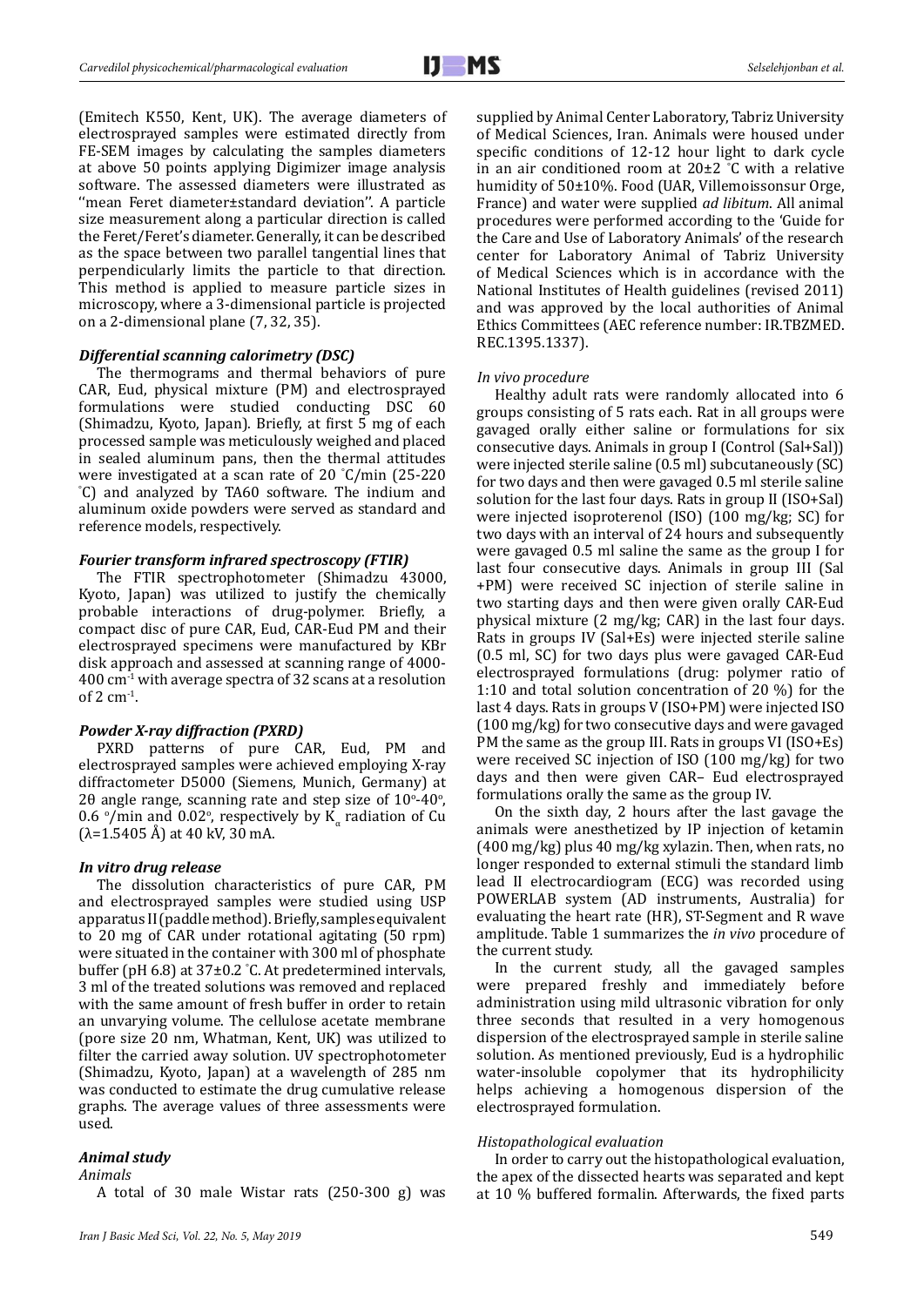(Emitech K550, Kent, UK). The average diameters of electrosprayed samples were estimated directly from FE-SEM images by calculating the samples diameters at above 50 points applying Digimizer image analysis software. The assessed diameters were illustrated as ''mean Feret diameter±standard deviation''. A particle size measurement along a particular direction is called the Feret/Feret's diameter. Generally, it can be described as the space between two parallel tangential lines that perpendicularly limits the particle to that direction. This method is applied to measure particle sizes in microscopy, where a 3-dimensional particle is projected on a 2-dimensional plane (7, 32, 35).

### *Differential scanning calorimetry (DSC)*

The thermograms and thermal behaviors of pure CAR, Eud, physical mixture (PM) and electrosprayed formulations were studied conducting DSC 60 (Shimadzu, Kyoto, Japan). Briefly, at first 5 mg of each processed sample was meticulously weighed and placed in sealed aluminum pans, then the thermal attitudes were investigated at a scan rate of 20 ˚C/min (25-220 ˚C) and analyzed by TA60 software. The indium and aluminum oxide powders were served as standard and reference models, respectively.

### *Fourier transform infrared spectroscopy (FTIR)*

The FTIR spectrophotometer (Shimadzu 43000, Kyoto, Japan) was utilized to justify the chemically probable interactions of drug-polymer. Briefly, a compact disc of pure CAR, Eud, CAR-Eud PM and their electrosprayed specimens were manufactured by KBr disk approach and assessed at scanning range of 4000-400 $cm^{-1}$ with average spectra of 32 scans at a resolution of 2 $cm^{-1}$.

### *Powder X-ray diffraction (PXRD)*

PXRD patterns of pure CAR, Eud, PM and electrosprayed samples were achieved employing X-ray diffractometer D5000 (Siemens, Munich, Germany) at 2θ angle range, scanning rate and step size of 10°-40°, 0.6 °/min and 0.02°, respectively by $K_\alpha$ radiation of Cu (λ=1.5405 Å) at 40 kV, 30 mA.

### *In vitro drug release*

The dissolution characteristics of pure CAR, PM and electrosprayed samples were studied using USP apparatus II (paddle method). Briefly, samples equivalent to 20 mg of CAR under rotational agitating (50 rpm) were situated in the container with 300 ml of phosphate buffer (pH 6.8) at 37±0.2 ˚C. At predetermined intervals, 3 ml of the treated solutions was removed and replaced with the same amount of fresh buffer in order to retain an unvarying volume. The cellulose acetate membrane (pore size 20 nm, Whatman, Kent, UK) was utilized to filter the carried away solution. UV spectrophotometer (Shimadzu, Kyoto, Japan) at a wavelength of 285 nm was conducted to estimate the drug cumulative release graphs. The average values of three assessments were used.

### *Animal study*

#### *Animals*

A total of 30 male Wistar rats (250-300 g) was supplied by Animal Center Laboratory, Tabriz University of Medical Sciences, Iran. Animals were housed under specific conditions of 12-12 hour light to dark cycle in an air conditioned room at 20±2 ˚C with a relative humidity of 50±10%. Food (UAR, Villemoissonsur Orge, France) and water were supplied *ad libitum*. All animal procedures were performed according to the 'Guide for the Care and Use of Laboratory Animals' of the research center for Laboratory Animal of Tabriz University of Medical Sciences which is in accordance with the National Institutes of Health guidelines (revised 2011) and was approved by the local authorities of Animal Ethics Committees (AEC reference number: IR.TBZMED.REC.1395.1337).

#### *In vivo procedure*

Healthy adult rats were randomly allocated into 6 groups consisting of 5 rats each. Rat in all groups were gavaged orally either saline or formulations for six consecutive days. Animals in group I (Control (Sal+Sal)) were injected sterile saline (0.5 ml) subcutaneously (SC) for two days and then were gavaged 0.5 ml sterile saline solution for the last four days. Rats in group II (ISO+Sal) were injected isoproterenol (ISO) (100 mg/kg; SC) for two days with an interval of 24 hours and subsequently were gavaged 0.5 ml saline the same as the group I for last four consecutive days. Animals in group III (Sal +PM) were received SC injection of sterile saline in two starting days and then were given orally CAR-Eud physical mixture (2 mg/kg; CAR) in the last four days. Rats in groups IV (Sal+Es) were injected sterile saline (0.5 ml, SC) for two days plus were gavaged CAR-Eud electrosprayed formulations (drug: polymer ratio of 1:10 and total solution concentration of 20 %) for the last 4 days. Rats in groups V (ISO+PM) were injected ISO (100 mg/kg) for two consecutive days and were gavaged PM the same as the group III. Rats in groups VI (ISO+Es) were received SC injection of ISO (100 mg/kg) for two days and then were given CAR– Eud electrosprayed formulations orally the same as the group IV.

On the sixth day, 2 hours after the last gavage the animals were anesthetized by IP injection of ketamin (400 mg/kg) plus 40 mg/kg xylazin. Then, when rats, no longer responded to external stimuli the standard limb lead II electrocardiogram (ECG) was recorded using POWERLAB system (AD instruments, Australia) for evaluating the heart rate (HR), ST-Segment and R wave amplitude. Table 1 summarizes the *in vivo* procedure of the current study.

In the current study, all the gavaged samples were prepared freshly and immediately before administration using mild ultrasonic vibration for only three seconds that resulted in a very homogenous dispersion of the electrosprayed sample in sterile saline solution. As mentioned previously, Eud is a hydrophilic water-insoluble copolymer that its hydrophilicity helps achieving a homogenous dispersion of the electrosprayed formulation.

#### *Histopathological evaluation*

In order to carry out the histopathological evaluation, the apex of the dissected hearts was separated and kept at 10 % buffered formalin. Afterwards, the fixed parts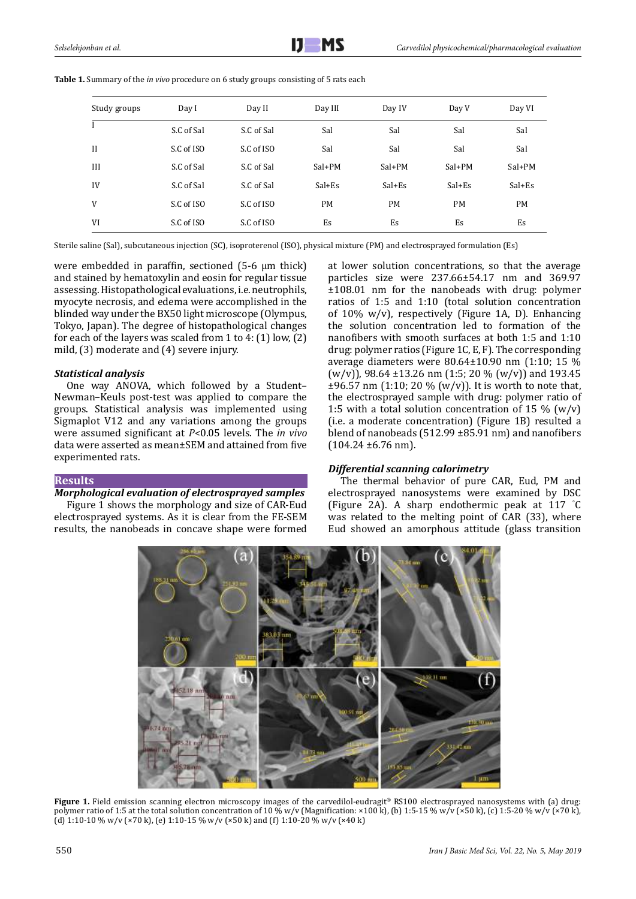**Table 1.** Summary of the *in vivo* procedure on 6 study groups consisting of 5 rats each

| Study groups | Day I | Day II | Day III | Day IV | Day V | Day VI |
|---|---|---|---|---|---|---|
| I | S.C of Sal | S.C of Sal | Sal | Sal | Sal | Sal |
| II | S.C of ISO | S.C of ISO | Sal | Sal | Sal | Sal |
| III | S.C of Sal | S.C of Sal | Sal+PM | Sal+PM | Sal+PM | Sal+PM |
| IV | S.C of Sal | S.C of Sal | Sal+Es | Sal+Es | Sal+Es | Sal+Es |
| V | S.C of ISO | S.C of ISO | PM | PM | PM | PM |
| VI | S.C of ISO | S.C of ISO | Es | Es | Es | Es |

Sterile saline (Sal), subcutaneous injection (SC), isoproterenol (ISO), physical mixture (PM) and electrosprayed formulation (Es)

were embedded in paraffin, sectioned (5-6 μm thick) and stained by hematoxylin and eosin for regular tissue assessing. Histopathological evaluations, i.e. neutrophils, myocyte necrosis, and edema were accomplished in the blinded way under the BX50 light microscope (Olympus, Tokyo, Japan). The degree of histopathological changes for each of the layers was scaled from 1 to 4: (1) low, (2) mild, (3) moderate and (4) severe injury.

### *Statistical analysis*

One way ANOVA, which followed by a Student–Newman–Keuls post-test was applied to compare the groups. Statistical analysis was implemented using Sigmaplot V12 and any variations among the groups were assumed significant at $P<0.05$ levels. The *in vivo* data were asserted as mean±SEM and attained from five experimented rats.

## Results

### *Morphological evaluation of electrosprayed samples*

Figure 1 shows the morphology and size of CAR-Eud electrosprayed systems. As it is clear from the FE-SEM results, the nanobeads in concave shape were formed at lower solution concentrations, so that the average particles size were 237.66±54.17 nm and 369.97 ±108.01 nm for the nanobeads with drug: polymer ratios of 1:5 and 1:10 (total solution concentration of 10% w/v), respectively (Figure 1A, D). Enhancing the solution concentration led to formation of the nanofibers with smooth surfaces at both 1:5 and 1:10 drug: polymer ratios (Figure 1C, E, F). The corresponding average diameters were 80.64±10.90 nm (1:10; 15 % (w/v)), 98.64 ±13.26 nm (1:5; 20 % (w/v)) and 193.45 ±96.57 nm (1:10; 20 % (w/v)). It is worth to note that, the electrosprayed sample with drug: polymer ratio of 1:5 with a total solution concentration of 15 % (w/v) (i.e. a moderate concentration) (Figure 1B) resulted a blend of nanobeads (512.99 ±85.91 nm) and nanofibers (104.24 ±6.76 nm).

### *Differential scanning calorimetry*

The thermal behavior of pure CAR, Eud, PM and electrosprayed nanosystems were examined by DSC (Figure 2A). A sharp endothermic peak at 117 °C was related to the melting point of CAR (33), where Eud showed an amorphous attitude (glass transition

**Figure 1.** Field emission scanning electron microscopy images of the carvedilol-eudragit® RS100 electrosprayed nanosystems with (a) drug: polymer ratio of 1:5 at the total solution concentration of 10 % w/v (Magnification: ×100 k), (b) 1:5-15 % w/v (×50 k), (c) 1:5-20 % w/v (×70 k), (d) 1:10-10 % w/v (×70 k), (e) 1:10-15 % w/v (×50 k) and (f) 1:10-20 % w/v (×40 k)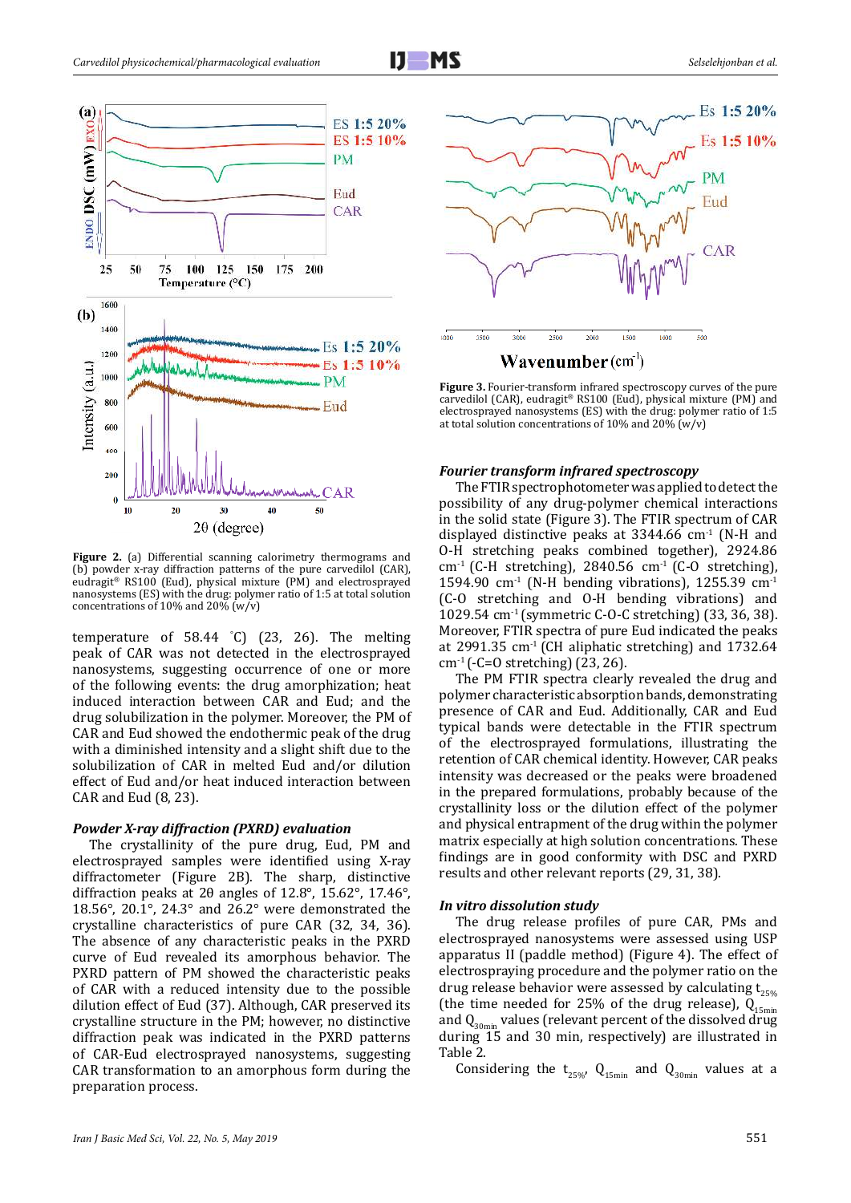**Figure 2.** (a) Differential scanning calorimetry thermograms and (b) powder x-ray diffraction patterns of the pure carvedilol (CAR), eudragit® RS100 (Eud), physical mixture (PM) and electrosprayed nanosystems (ES) with the drug: polymer ratio of 1:5 at total solution concentrations of 10% and 20% (w/v)

temperature of 58.44 ˚C) (23, 26). The melting peak of CAR was not detected in the electrosprayed nanosystems, suggesting occurrence of one or more of the following events: the drug amorphization; heat induced interaction between CAR and Eud; and the drug solubilization in the polymer. Moreover, the PM of CAR and Eud showed the endothermic peak of the drug with a diminished intensity and a slight shift due to the solubilization of CAR in melted Eud and/or dilution effect of Eud and/or heat induced interaction between CAR and Eud (8, 23).

### *Powder X-ray diffraction (PXRD) evaluation*

The crystallinity of the pure drug, Eud, PM and electrosprayed samples were identified using X-ray diffractometer (Figure 2B). The sharp, distinctive diffraction peaks at 2θ angles of 12.8°, 15.62°, 17.46°, 18.56°, 20.1°, 24.3° and 26.2° were demonstrated the crystalline characteristics of pure CAR (32, 34, 36). The absence of any characteristic peaks in the PXRD curve of Eud revealed its amorphous behavior. The PXRD pattern of PM showed the characteristic peaks of CAR with a reduced intensity due to the possible dilution effect of Eud (37). Although, CAR preserved its crystalline structure in the PM; however, no distinctive diffraction peak was indicated in the PXRD patterns of CAR-Eud electrosprayed nanosystems, suggesting CAR transformation to an amorphous form during the preparation process.

**Figure 3.** Fourier-transform infrared spectroscopy curves of the pure carvedilol (CAR), eudragit® RS100 (Eud), physical mixture (PM) and electrosprayed nanosystems (ES) with the drug: polymer ratio of 1:5 at total solution concentrations of 10% and 20% (w/v)

### *Fourier transform infrared spectroscopy*

The FTIR spectrophotometer was applied to detect the possibility of any drug-polymer chemical interactions in the solid state (Figure 3). The FTIR spectrum of CAR displayed distinctive peaks at 3344.66 $cm^{-1}$ (N-H and O-H stretching peaks combined together), 2924.86 $cm^{-1}$ (C-H stretching), 2840.56 $cm^{-1}$ (C-O stretching), 1594.90 $cm^{-1}$ (N-H bending vibrations), 1255.39 $cm^{-1}$ (C-O stretching and O-H bending vibrations) and 1029.54 $cm^{-1}$ (symmetric C-O-C stretching) (33, 36, 38). Moreover, FTIR spectra of pure Eud indicated the peaks at 2991.35 $cm^{-1}$ (CH aliphatic stretching) and 1732.64 $cm^{-1}$ (-C=O stretching) (23, 26).

The PM FTIR spectra clearly revealed the drug and polymer characteristic absorption bands, demonstrating presence of CAR and Eud. Additionally, CAR and Eud typical bands were detectable in the FTIR spectrum of the electrosprayed formulations, illustrating the retention of CAR chemical identity. However, CAR peaks intensity was decreased or the peaks were broadened in the prepared formulations, probably because of the crystallinity loss or the dilution effect of the polymer and physical entrapment of the drug within the polymer matrix especially at high solution concentrations. These findings are in good conformity with DSC and PXRD results and other relevant reports (29, 31, 38).

### *In vitro dissolution study*

The drug release profiles of pure CAR, PMs and electrosprayed nanosystems were assessed using USP apparatus II (paddle method) (Figure 4). The effect of electrospraying procedure and the polymer ratio on the drug release behavior were assessed by calculating $t_{25\%}$ (the time needed for 25% of the drug release), $Q_{15min}$ and $Q_{30min}$ values (relevant percent of the dissolved drug during 15 and 30 min, respectively) are illustrated in Table 2.

Considering the $t_{25\%}$, $Q_{15min}$ and $Q_{30min}$ values at a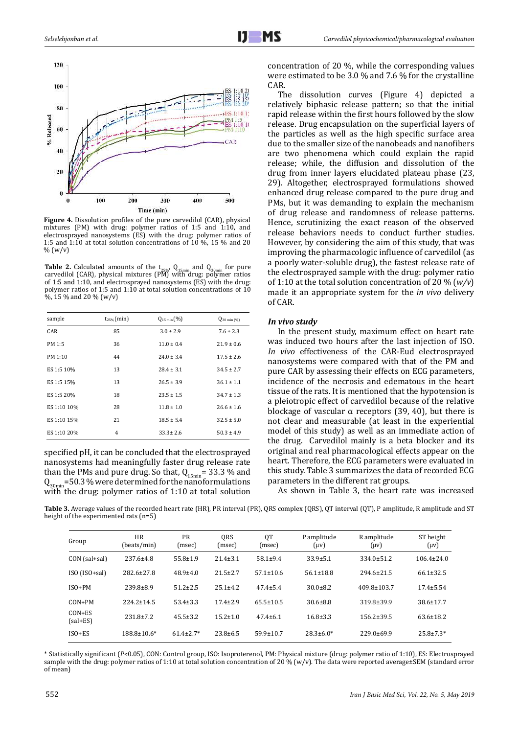Figure 4. Dissolution profiles of the pure carvedilol (CAR), physical mixtures (PM) with drug: polymer ratios of 1:5 and 1:10, and electrosprayed nanosystems (ES) with the drug: polymer ratios of 1:5 and 1:10 at total solution concentrations of 10 %, 15 % and 20 % (w/v)

**Table 2.** Calculated amounts of the $t_{25\%}$, $Q_{15min}$ and $Q_{30min}$ for pure carvedilol (CAR), physical mixtures (PM) with drug: polymer ratios of 1:5 and 1:10, and electrosprayed nanosystems (ES) with the drug: polymer ratios of 1:5 and 1:10 at total solution concentrations of 10 %, 15 % and 20 % (w/v)

| sample | $t_{25\%}$ (min) | $Q_{15\,min}$ (%) | $Q_{30\,min}$ (%) |
|---|---|---|---|
| CAR | 85 | 3.0 ± 2.9 | 7.6 ± 2.3 |
| PM 1:5 | 36 | 11.0 ± 0.4 | 21.9 ± 0.6 |
| PM 1:10 | 44 | 24.0 ± 3.4 | 17.5 ± 2.6 |
| ES 1:5 10% | 13 | 28.4 ± 3.1 | 34.5 ± 2.7 |
| ES 1:5 15% | 13 | 26.5 ± 3.9 | 36.1 ± 1.1 |
| ES 1:5 20% | 18 | 23.5 ± 1.5 | 34.7 ± 1.3 |
| ES 1:10 10% | 28 | 11.8 ± 1.0 | 26.6 ± 1.6 |
| ES 1:10 15% | 21 | 18.5 ± 5.4 | 32.5 ± 5.0 |
| ES 1:10 20% | 4 | 33.3± 2.6 | 50.3 ± 4.9 |

specified pH, it can be concluded that the electrosprayed nanosystems had meaningfully faster drug release rate than the PMs and pure drug. So that, $Q_{15min}$= 33.3 % and $Q_{30min}$=50.3 % were determined for the nanoformulations with the drug: polymer ratios of 1:10 at total solution concentration of 20 %, while the corresponding values were estimated to be 3.0 % and 7.6 % for the crystalline CAR.

The dissolution curves (Figure 4) depicted a relatively biphasic release pattern; so that the initial rapid release within the first hours followed by the slow release. Drug encapsulation on the superficial layers of the particles as well as the high specific surface area due to the smaller size of the nanobeads and nanofibers are two phenomena which could explain the rapid release; while, the diffusion and dissolution of the drug from inner layers elucidated plateau phase (23, 29). Altogether, electrosprayed formulations showed enhanced drug release compared to the pure drug and PMs, but it was demanding to explain the mechanism of drug release and randomness of release patterns. Hence, scrutinizing the exact reason of the observed release behaviors needs to conduct further studies. However, by considering the aim of this study, that was improving the pharmacologic influence of carvedilol (as a poorly water-soluble drug), the fastest release rate of the electrosprayed sample with the drug: polymer ratio of 1:10 at the total solution concentration of 20 % (*w/v*) made it an appropriate system for the *in vivo* delivery of CAR.

### *In vivo study*

In the present study, maximum effect on heart rate was induced two hours after the last injection of ISO. *In vivo* effectiveness of the CAR-Eud electrosprayed nanosystems were compared with that of the PM and pure CAR by assessing their effects on ECG parameters, incidence of the necrosis and edematous in the heart tissue of the rats. It is mentioned that the hypotension is a pleiotropic effect of carvedilol because of the relative blockage of vascular α receptors (39, 40), but there is not clear and measurable (at least in the experiential model of this study) as well as an immediate action of the drug. Carvedilol mainly is a beta blocker and its original and real pharmacological effects appear on the heart. Therefore, the ECG parameters were evaluated in this study. Table 3 summarizes the data of recorded ECG parameters in the different rat groups.

As shown in Table 3, the heart rate was increased

**Table 3.** Average values of the recorded heart rate (HR), PR interval (PR), QRS complex (QRS), QT interval (QT), P amplitude, R amplitude and ST height of the experimented rats (n=5)

| Group | HR (beats/min) | PR (msec) | QRS (msec) | QT (msec) | P amplitude (µv) | R amplitude (µv) | ST height (µv) |
|---|---|---|---|---|---|---|---|
| CON (sal+sal) | 237.6±4.8 | 55.8±1.9 | 21.4±3.1 | 58.1±9.4 | 33.9±5.1 | 334.0±51.2 | 106.4±24.0 |
| ISO (ISO+sal) | 282.6±27.8 | 48.9±4.0 | 21.5±2.7 | 57.1±10.6 | 56.1±18.8 | 294.6±21.5 | 66.1±32.5 |
| ISO+PM | 239.8±8.9 | 51.2±2.5 | 25.1±4.2 | 47.4±5.4 | 30.0±8.2 | 409.8±103.7 | 17.4±5.54 |
| CON+PM | 224.2±14.5 | 53.4±3.3 | 17.4±2.9 | 65.5±10.5 | 30.6±8.8 | 319.8±39.9 | 38.6±17.7 |
| CON+ES (sal+ES) | 231.8±7.2 | 45.5±3.2 | 15.2±1.0 | 47.4±6.1 | 16.8±3.3 | 156.2±39.5 | 63.6±18.2 |
| ISO+ES | 188.8±10.6* | 61.4±2.7* | 23.8±6.5 | 59.9±10.7 | 28.3±6.0* | 229.0±69.9 | 25.8±7.3* |

\* Statistically significant (*P*<0.05), CON: Control group, ISO: Isoproterenol, PM: Physical mixture (drug: polymer ratio of 1:10), ES: Electrosprayed sample with the drug: polymer ratios of 1:10 at total solution concentration of 20 % (w/v). The data were reported average±SEM (standard error of mean)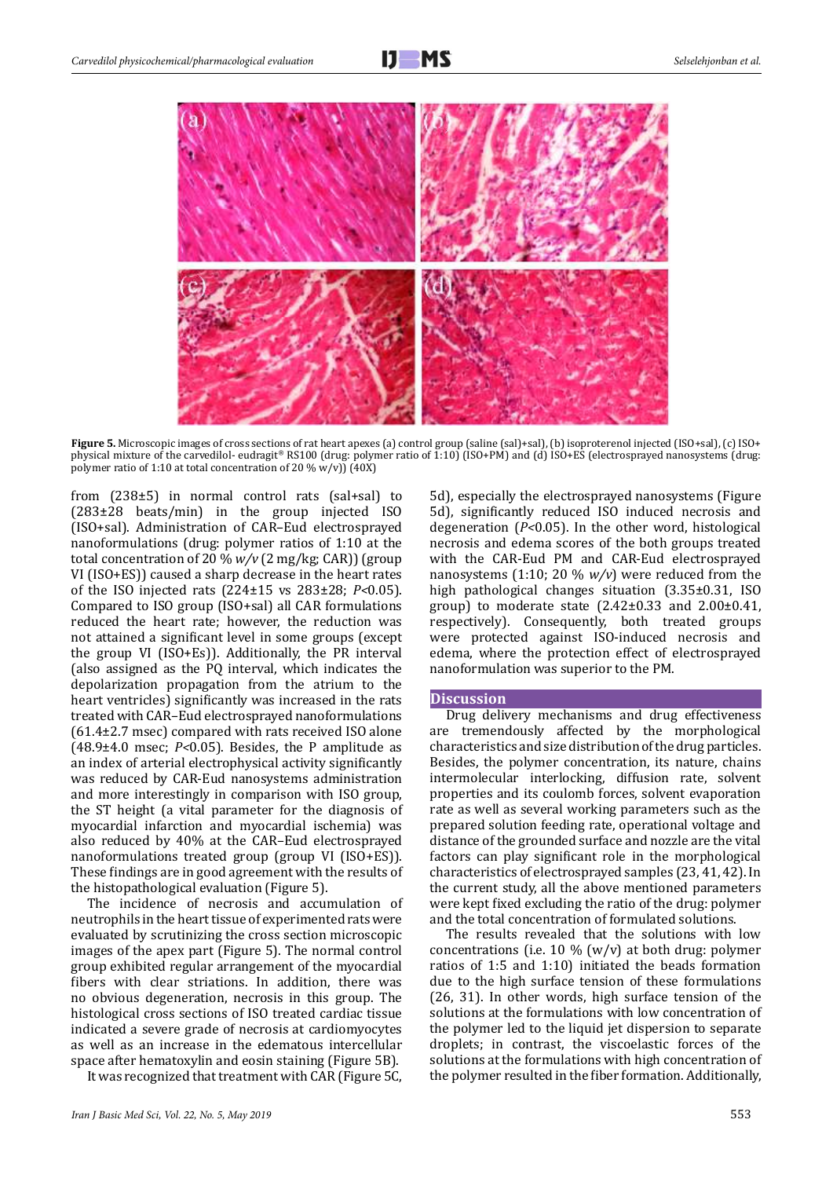**Figure 5.** Microscopic images of cross sections of rat heart apexes (a) control group (saline (sal)+sal), (b) isoproterenol injected (ISO+sal), (c) ISO+ physical mixture of the carvedilol- eudragit® RS100 (drug: polymer ratio of 1:10) (ISO+PM) and (d) ISO+ES (electrosprayed nanosystems (drug: polymer ratio of 1:10 at total concentration of 20 % w/v)) (40X)

from (238±5) in normal control rats (sal+sal) to (283±28 beats/min) in the group injected ISO (ISO+sal). Administration of CAR–Eud electrosprayed nanoformulations (drug: polymer ratios of 1:10 at the total concentration of 20 % *w/v* (2 mg/kg; CAR)) (group VI (ISO+ES)) caused a sharp decrease in the heart rates of the ISO injected rats (224±15 vs 283±28; $P<0.05$). Compared to ISO group (ISO+sal) all CAR formulations reduced the heart rate; however, the reduction was not attained a significant level in some groups (except the group VI (ISO+Es)). Additionally, the PR interval (also assigned as the PQ interval, which indicates the depolarization propagation from the atrium to the heart ventricles) significantly was increased in the rats treated with CAR–Eud electrosprayed nanoformulations (61.4±2.7 msec) compared with rats received ISO alone (48.9±4.0 msec; $P<0.05$). Besides, the P amplitude as an index of arterial electrophysical activity significantly was reduced by CAR-Eud nanosystems administration and more interestingly in comparison with ISO group, the ST height (a vital parameter for the diagnosis of myocardial infarction and myocardial ischemia) was also reduced by 40% at the CAR–Eud electrosprayed nanoformulations treated group (group VI (ISO+ES)). These findings are in good agreement with the results of the histopathological evaluation (Figure 5).

The incidence of necrosis and accumulation of neutrophils in the heart tissue of experimented rats were evaluated by scrutinizing the cross section microscopic images of the apex part (Figure 5). The normal control group exhibited regular arrangement of the myocardial fibers with clear striations. In addition, there was no obvious degeneration, necrosis in this group. The histological cross sections of ISO treated cardiac tissue indicated a severe grade of necrosis at cardiomyocytes as well as an increase in the edematous intercellular space after hematoxylin and eosin staining (Figure 5B).

It was recognized that treatment with CAR (Figure 5C, 5d), especially the electrosprayed nanosystems (Figure 5d), significantly reduced ISO induced necrosis and degeneration ($P<0.05$). In the other word, histological necrosis and edema scores of the both groups treated with the CAR-Eud PM and CAR-Eud electrosprayed nanosystems (1:10; 20 % *w/v*) were reduced from the high pathological changes situation (3.35±0.31, ISO group) to moderate state (2.42±0.33 and 2.00±0.41, respectively). Consequently, both treated groups were protected against ISO-induced necrosis and edema, where the protection effect of electrosprayed nanoformulation was superior to the PM.

## Discussion

Drug delivery mechanisms and drug effectiveness are tremendously affected by the morphological characteristics and size distribution of the drug particles. Besides, the polymer concentration, its nature, chains intermolecular interlocking, diffusion rate, solvent properties and its coulomb forces, solvent evaporation rate as well as several working parameters such as the prepared solution feeding rate, operational voltage and distance of the grounded surface and nozzle are the vital factors can play significant role in the morphological characteristics of electrosprayed samples (23, 41, 42). In the current study, all the above mentioned parameters were kept fixed excluding the ratio of the drug: polymer and the total concentration of formulated solutions.

The results revealed that the solutions with low concentrations (i.e. 10 % (w/v) at both drug: polymer ratios of 1:5 and 1:10) initiated the beads formation due to the high surface tension of these formulations (26, 31). In other words, high surface tension of the solutions at the formulations with low concentration of the polymer led to the liquid jet dispersion to separate droplets; in contrast, the viscoelastic forces of the solutions at the formulations with high concentration of the polymer resulted in the fiber formation. Additionally,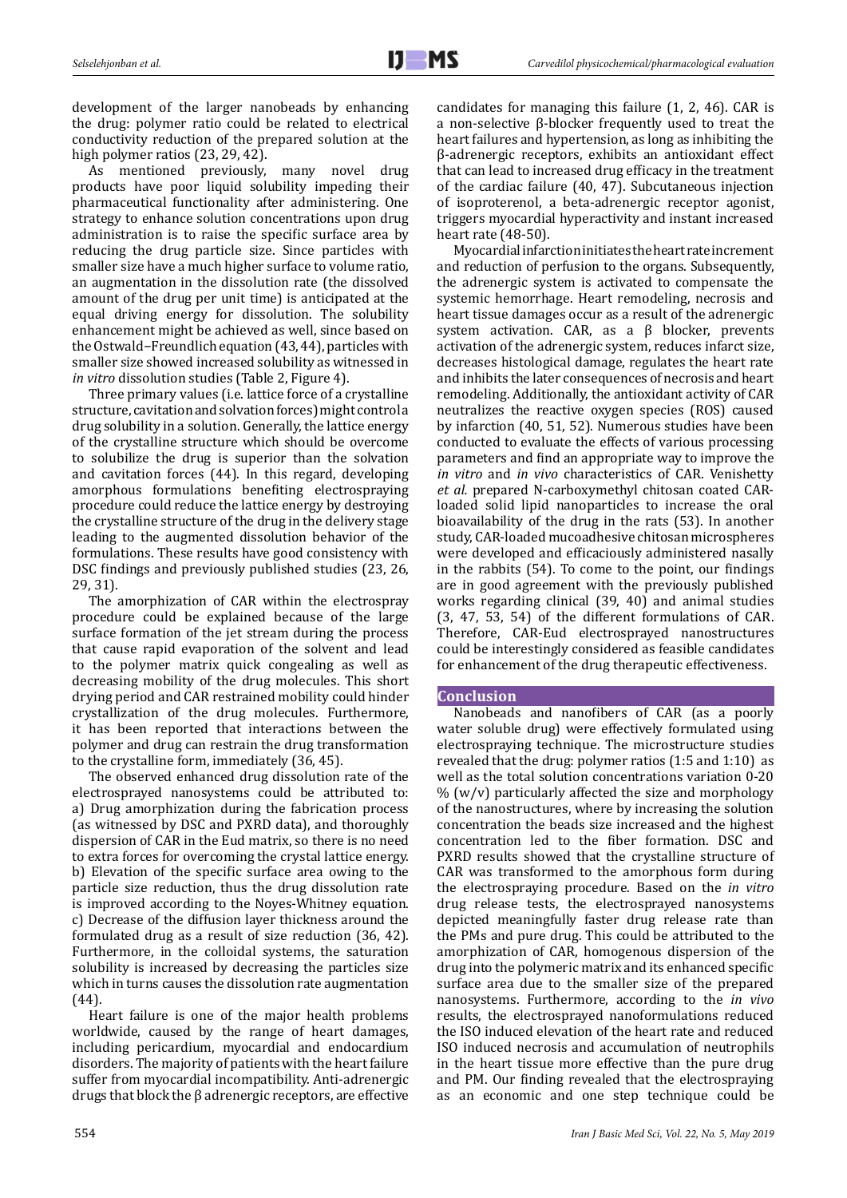development of the larger nanobeads by enhancing the drug: polymer ratio could be related to electrical conductivity reduction of the prepared solution at the high polymer ratios (23, 29, 42).

As mentioned previously, many novel drug products have poor liquid solubility impeding their pharmaceutical functionality after administering. One strategy to enhance solution concentrations upon drug administration is to raise the specific surface area by reducing the drug particle size. Since particles with smaller size have a much higher surface to volume ratio, an augmentation in the dissolution rate (the dissolved amount of the drug per unit time) is anticipated at the equal driving energy for dissolution. The solubility enhancement might be achieved as well, since based on the Ostwald–Freundlich equation (43, 44), particles with smaller size showed increased solubility as witnessed in *in vitro* dissolution studies (Table 2, Figure 4).

Three primary values (i.e. lattice force of a crystalline structure, cavitation and solvation forces) might control a drug solubility in a solution. Generally, the lattice energy of the crystalline structure which should be overcome to solubilize the drug is superior than the solvation and cavitation forces (44). In this regard, developing amorphous formulations benefiting electrospraying procedure could reduce the lattice energy by destroying the crystalline structure of the drug in the delivery stage leading to the augmented dissolution behavior of the formulations. These results have good consistency with DSC findings and previously published studies (23, 26, 29, 31).

The amorphization of CAR within the electrospray procedure could be explained because of the large surface formation of the jet stream during the process that cause rapid evaporation of the solvent and lead to the polymer matrix quick congealing as well as decreasing mobility of the drug molecules. This short drying period and CAR restrained mobility could hinder crystallization of the drug molecules. Furthermore, it has been reported that interactions between the polymer and drug can restrain the drug transformation to the crystalline form, immediately (36, 45).

The observed enhanced drug dissolution rate of the electrosprayed nanosystems could be attributed to: a) Drug amorphization during the fabrication process (as witnessed by DSC and PXRD data), and thoroughly dispersion of CAR in the Eud matrix, so there is no need to extra forces for overcoming the crystal lattice energy. b) Elevation of the specific surface area owing to the particle size reduction, thus the drug dissolution rate is improved according to the Noyes-Whitney equation. c) Decrease of the diffusion layer thickness around the formulated drug as a result of size reduction (36, 42). Furthermore, in the colloidal systems, the saturation solubility is increased by decreasing the particles size which in turns causes the dissolution rate augmentation (44).

Heart failure is one of the major health problems worldwide, caused by the range of heart damages, including pericardium, myocardial and endocardium disorders. The majority of patients with the heart failure suffer from myocardial incompatibility. Anti-adrenergic drugs that block the β adrenergic receptors, are effective candidates for managing this failure (1, 2, 46). CAR is a non-selective β-blocker frequently used to treat the heart failures and hypertension, as long as inhibiting the β-adrenergic receptors, exhibits an antioxidant effect that can lead to increased drug efficacy in the treatment of the cardiac failure (40, 47). Subcutaneous injection of isoproterenol, a beta-adrenergic receptor agonist, triggers myocardial hyperactivity and instant increased heart rate (48-50).

Myocardial infarction initiates the heart rate increment and reduction of perfusion to the organs. Subsequently, the adrenergic system is activated to compensate the systemic hemorrhage. Heart remodeling, necrosis and heart tissue damages occur as a result of the adrenergic system activation. CAR, as a β blocker, prevents activation of the adrenergic system, reduces infarct size, decreases histological damage, regulates the heart rate and inhibits the later consequences of necrosis and heart remodeling. Additionally, the antioxidant activity of CAR neutralizes the reactive oxygen species (ROS) caused by infarction (40, 51, 52). Numerous studies have been conducted to evaluate the effects of various processing parameters and find an appropriate way to improve the *in vitro* and *in vivo* characteristics of CAR. Venishetty *et al.* prepared N-carboxymethyl chitosan coated CAR-loaded solid lipid nanoparticles to increase the oral bioavailability of the drug in the rats (53). In another study, CAR-loaded mucoadhesive chitosan microspheres were developed and efficaciously administered nasally in the rabbits (54). To come to the point, our findings are in good agreement with the previously published works regarding clinical (39, 40) and animal studies (3, 47, 53, 54) of the different formulations of CAR. Therefore, CAR-Eud electrosprayed nanostructures could be interestingly considered as feasible candidates for enhancement of the drug therapeutic effectiveness.

## Conclusion

Nanobeads and nanofibers of CAR (as a poorly water soluble drug) were effectively formulated using electrospraying technique. The microstructure studies revealed that the drug: polymer ratios (1:5 and 1:10) as well as the total solution concentrations variation 0-20 % (w/v) particularly affected the size and morphology of the nanostructures, where by increasing the solution concentration the beads size increased and the highest concentration led to the fiber formation. DSC and PXRD results showed that the crystalline structure of CAR was transformed to the amorphous form during the electrospraying procedure. Based on the *in vitro* drug release tests, the electrosprayed nanosystems depicted meaningfully faster drug release rate than the PMs and pure drug. This could be attributed to the amorphization of CAR, homogenous dispersion of the drug into the polymeric matrix and its enhanced specific surface area due to the smaller size of the prepared nanosystems. Furthermore, according to the *in vivo* results, the electrosprayed nanoformulations reduced the ISO induced elevation of the heart rate and reduced ISO induced necrosis and accumulation of neutrophils in the heart tissue more effective than the pure drug and PM. Our finding revealed that the electrospraying as an economic and one step technique could be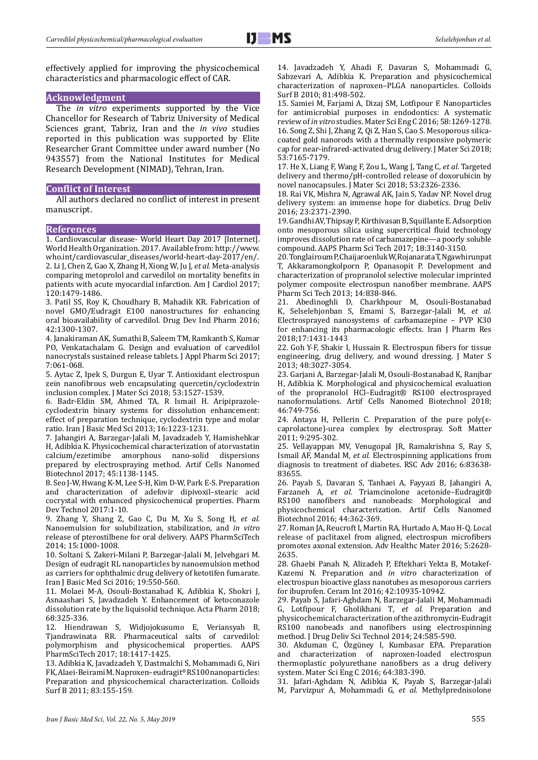effectively applied for improving the physicochemical characteristics and pharmacologic effect of CAR.

## Acknowledgment

The *in vitro* experiments supported by the Vice Chancellor for Research of Tabriz University of Medical Sciences grant, Tabriz, Iran and the *in vivo* studies reported in this publication was supported by Elite Researcher Grant Committee under award number (No 943557) from the National Institutes for Medical Research Development (NIMAD), Tehran, Iran.

## Conflict of Interest

All authors declared no conflict of interest in present manuscript.

## References

1. Cardiovascular disease- World Heart Day 2017 [Internet]. World Health Organization. 2017. Available from: http://www.who.int/cardiovascular_diseases/world-heart-day-2017/en/.
2. Li J, Chen Z, Gao X, Zhang H, Xiong W, Ju J, *et al.* Meta-analysis comparing metoprolol and carvedilol on mortality benefits in patients with acute myocardial infarction. Am J Cardiol 2017; 120:1479-1486.
3. Patil SS, Roy K, Choudhary B, Mahadik KR. Fabrication of novel GMO/Eudragit E100 nanostructures for enhancing oral bioavailability of carvedilol. Drug Dev Ind Pharm 2016; 42:1300-1307.
4. Janakiraman AK, Sumathi B, Saleem TM, Ramkanth S, Kumar PO, Venkatachalam G. Design and evaluation of carvedilol nanocrystals sustained release tablets. J Appl Pharm Sci 2017; 7:061-068.
5. Aytac Z, Ipek S, Durgun E, Uyar T. Antioxidant electrospun zein nanofibrous web encapsulating quercetin/cyclodextrin inclusion complex. J Mater Sci 2018; 53:1527-1539.
6. Badr-Eldin SM, Ahmed TA, R Ismail H. Aripiprazole-cyclodextrin binary systems for dissolution enhancement: effect of preparation technique, cyclodextrin type and molar ratio. Iran J Basic Med Sci 2013; 16:1223-1231.
7. Jahangiri A, Barzegar-Jalali M, Javadzadeh Y, Hamishehkar H, Adibkia K. Physicochemical characterization of atorvastatin calcium/ezetimibe amorphous nano-solid dispersions prepared by electrospraying method. Artif Cells Nanomed Biotechnol 2017; 45:1138-1145.
8. Seo J-W, Hwang K-M, Lee S-H, Kim D-W, Park E-S. Preparation and characterization of adefovir dipivoxil–stearic acid cocrystal with enhanced physicochemical properties. Pharm Dev Technol 2017:1-10.
9. Zhang Y, Shang Z, Gao C, Du M, Xu S, Song H, *et al.* Nanoemulsion for solubilization, stabilization, and *in vitro* release of pterostilbene for oral delivery. AAPS PharmSciTech 2014; 15:1000-1008.
10. Soltani S, Zakeri-Milani P, Barzegar-Jalali M, Jelvehgari M. Design of eudragit RL nanoparticles by nanoemulsion method as carriers for ophthalmic drug delivery of ketotifen fumarate. Iran J Basic Med Sci 2016; 19:550-560.
11. Molaei M-A, Osouli-Bostanabad K, Adibkia K, Shokri J, Asnaashari S, Javadzadeh Y. Enhancement of ketoconazole dissolution rate by the liquisolid technique. Acta Pharm 2018; 68:325-336.
12. Hiendrawan S, Widjojokusumo E, Veriansyah B, Tjandrawinata RR. Pharmaceutical salts of carvedilol: polymorphism and physicochemical properties. AAPS PharmSciTech 2017; 18:1417-1425.
13. Adibkia K, Javadzadeh Y, Dastmalchi S, Mohammadi G, Niri FK, Alaei-Beirami M. Naproxen–eudragit® RS100 nanoparticles: Preparation and physicochemical characterization. Colloids Surf B 2011; 83:155-159.
14. Javadzadeh Y, Ahadi F, Davaran S, Mohammadi G, Sabzevari A, Adibkia K. Preparation and physicochemical characterization of naproxen–PLGA nanoparticles. Colloids Surf B 2010; 81:498-502.
15. Samiei M, Farjami A, Dizaj SM, Lotfipour F. Nanoparticles for antimicrobial purposes in endodontics: A systematic review of *in vitro* studies. Mater Sci Eng C 2016; 58:1269-1278.
16. Song Z, Shi J, Zhang Z, Qi Z, Han S, Cao S. Mesoporous silica-coated gold nanorods with a thermally responsive polymeric cap for near-infrared-activated drug delivery. J Mater Sci 2018; 53:7165-7179.
17. He X, Liang F, Wang F, Zou L, Wang J, Tang C, *et al.* Targeted delivery and thermo/pH-controlled release of doxorubicin by novel nanocapsules. J Mater Sci 2018; 53:2326-2336.
18. Rai VK, Mishra N, Agrawal AK, Jain S, Yadav NP. Novel drug delivery system: an immense hope for diabetics. Drug Deliv 2016; 23:2371-2390.
19. Gandhi AV, Thipsay P, Kirthivasan B, Squillante E. Adsorption onto mesoporous silica using supercritical fluid technology improves dissolution rate of carbamazepine—a poorly soluble compound. AAPS Pharm Sci Tech 2017; 18:3140-3150.
20. Tonglairoum P, Chaijaroenluk W, Rojanarata T, Ngawhirunpat T, Akkaramongkolporn P, Opanasopit P. Development and characterization of propranolol selective molecular imprinted polymer composite electrospun nanofiber membrane. AAPS Pharm Sci Tech 2013; 14:838-846.
21. Abedinoghli D, Charkhpour M, Osouli-Bostanabad K, Selselehjonban S, Emami S, Barzegar-Jalali M, *et al.* Electrosprayed nanosystems of carbamazepine – PVP K30 for enhancing its pharmacologic effects. Iran J Pharm Res 2018;17:1431-1443
22. Goh Y-F, Shakir I, Hussain R. Electrospun fibers for tissue engineering, drug delivery, and wound dressing. J Mater S 2013; 48:3027-3054.
23. Garjani A, Barzegar-Jalali M, Osouli-Bostanabad K, Ranjbar H, Adibkia K. Morphological and physicochemical evaluation of the propranolol HCl–Eudragit® RS100 electrosprayed nanoformulations. Artif Cells Nanomed Biotechnol 2018; 46:749-756.
24. Antaya H, Pellerin C. Preparation of the pure poly(ϵ-caprolactone)-urea complex by electrospray. Soft Matter 2011; 9:295-302.
25. Vellayappan MV, Venugopal JR, Ramakrishna S, Ray S, Ismail AF, Mandal M, *et al.* Electrospinning applications from diagnosis to treatment of diabetes. RSC Adv 2016; 6:83638-83655.
26. Payab S, Davaran S, Tanhaei A, Fayyazi B, Jahangiri A, Farzaneh A, *et al.* Triamcinolone acetonide–Eudragit® RS100 nanofibers and nanobeads: Morphological and physicochemical characterization. Artif Cells Nanomed Biotechnol 2016; 44:362-369.
27. Roman JA, Reucroft I, Martin RA, Hurtado A, Mao H-Q. Local release of paclitaxel from aligned, electrospun microfibers promotes axonal extension. Adv Healthc Mater 2016; 5:2628-2635.
28. Ghaebi Panah N, Alizadeh P, Eftekhari Yekta B, Motakef-Kazemi N. Preparation and *in vitro* characterization of electrospun bioactive glass nanotubes as mesoporous carriers for ibuprofen. Ceram Int 2016; 42:10935-10942.
29. Payab S, Jafari-Aghdam N, Barzegar-Jalali M, Mohammadi G, Lotfipour F, Gholikhani T, *et al.* Preparation and physicochemical characterization of the azithromycin-Eudragit RS100 nanobeads and nanofibers using electrospinning method. J Drug Deliv Sci Technol 2014; 24:585-590.
30. Akduman C, Özgüney I, Kumbasar EPA. Preparation and characterization of naproxen-loaded electrospun thermoplastic polyurethane nanofibers as a drug delivery system. Mater Sci Eng C 2016; 64:383-390.
31. Jafari-Aghdam N, Adibkia K, Payab S, Barzegar-Jalali M, Parvizpur A, Mohammadi G, *et al.* Methylprednisolone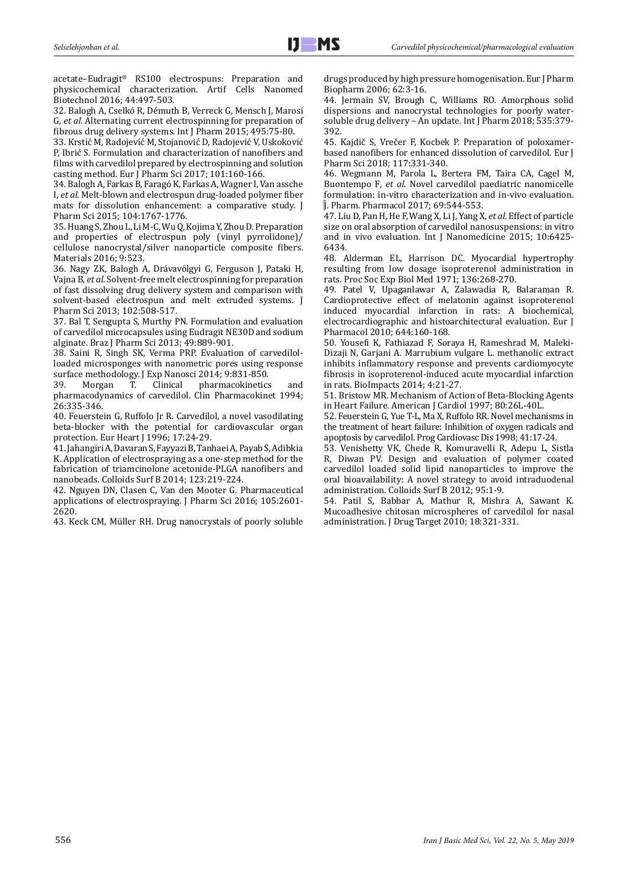acetate–Eudragit® RS100 electrospuns: Preparation and physicochemical characterization. Artif Cells Nanomed Biotechnol 2016; 44:497-503.

32. Balogh A, Cselkó R, Démuth B, Verreck G, Mensch J, Marosi G, *et al.* Alternating current electrospinning for preparation of fibrous drug delivery systems. Int J Pharm 2015; 495:75-80.

33. Krstić M, Radojević M, Stojanović D, Radojević V, Uskoković P, Ibrić S. Formulation and characterization of nanofibers and films with carvedilol prepared by electrospinning and solution casting method. Eur J Pharm Sci 2017; 101:160-166.

34. Balogh A, Farkas B, Faragó K, Farkas A, Wagner I, Van assche I, *et al.* Melt-blown and electrospun drug-loaded polymer fiber mats for dissolution enhancement: a comparative study. J Pharm Sci 2015; 104:1767-1776.

35. Huang S, Zhou L, Li M-C, Wu Q, Kojima Y, Zhou D. Preparation and properties of electrospun poly (vinyl pyrrolidone)/ cellulose nanocrystal/silver nanoparticle composite fibers. Materials 2016; 9:523.

36. Nagy ZK, Balogh A, Drávavölgyi G, Ferguson J, Pataki H, Vajna B, *et al.* Solvent-free melt electrospinning for preparation of fast dissolving drug delivery system and comparison with solvent-based electrospun and melt extruded systems. J Pharm Sci 2013; 102:508-517.

37. Bal T, Sengupta S, Murthy PN. Formulation and evaluation of carvedilol microcapsules using Eudragit NE30D and sodium alginate. Braz J Pharm Sci 2013; 49:889-901.

38. Saini R, Singh SK, Verma PRP. Evaluation of carvedilol-loaded microsponges with nanometric pores using response surface methodology. J Exp Nanosci 2014; 9:831-850.

39. Morgan T. Clinical pharmacokinetics and pharmacodynamics of carvedilol. Clin Pharmacokinet 1994; 26:335-346.

40. Feuerstein G, Ruffolo Jr R. Carvedilol, a novel vasodilating beta-blocker with the potential for cardiovascular organ protection. Eur Heart J 1996; 17:24-29.

41. Jahangiri A, Davaran S, Fayyazi B, Tanhaei A, Payab S, Adibkia K. Application of electrospraying as a one-step method for the fabrication of triamcinolone acetonide-PLGA nanofibers and nanobeads. Colloids Surf B 2014; 123:219-224.

42. Nguyen DN, Clasen C, Van den Mooter G. Pharmaceutical applications of electrospraying. J Pharm Sci 2016; 105:2601-2620.

43. Keck CM, Müller RH. Drug nanocrystals of poorly soluble drugs produced by high pressure homogenisation. Eur J Pharm Biopharm 2006; 62:3-16.

44. Jermain SV, Brough C, Williams RO. Amorphous solid dispersions and nanocrystal technologies for poorly water-soluble drug delivery – An update. Int J Pharm 2018; 535:379-392.

45. Kajdič S, Vrečer F, Kocbek P. Preparation of poloxamer-based nanofibers for enhanced dissolution of carvedilol. Eur J Pharm Sci 2018; 117:331-340.

46. Wegmann M, Parola L, Bertera FM, Taira CA, Cagel M, Buontempo F, *et al.* Novel carvedilol paediatric nanomicelle formulation: in-vitro characterization and in-vivo evaluation. J. Pharm. Pharmacol 2017; 69:544-553.

47. Liu D, Pan H, He F, Wang X, Li J, Yang X, *et al.* Effect of particle size on oral absorption of carvedilol nanosuspensions: in vitro and in vivo evaluation. Int J Nanomedicine 2015; 10:6425-6434.

48. Alderman EL, Harrison DC. Myocardial hypertrophy resulting from low dosage isoproterenol administration in rats. Proc Soc Exp Biol Med 1971; 136:268-270.

49. Patel V, Upaganlawar A, Zalawadia R, Balaraman R. Cardioprotective effect of melatonin against isoproterenol induced myocardial infarction in rats: A biochemical, electrocardiographic and histoarchitectural evaluation. Eur J Pharmacol 2010; 644:160-168.

50. Yousefi K, Fathiazad F, Soraya H, Rameshrad M, Maleki-Dizaji N, Garjani A. Marrubium vulgare L. methanolic extract inhibits inflammatory response and prevents cardiomyocyte fibrosis in isoproterenol-induced acute myocardial infarction in rats. BioImpacts 2014; 4:21-27.

51. Bristow MR. Mechanism of Action of Beta-Blocking Agents in Heart Failure. American J Cardiol 1997; 80:26L-40L.

52. Feuerstein G, Yue T-L, Ma X, Ruffolo RR. Novel mechanisms in the treatment of heart failure: Inhibition of oxygen radicals and apoptosis by carvedilol. Prog Cardiovasc Dis 1998; 41:17-24.

53. Venishetty VK, Chede R, Komuravelli R, Adepu L, Sistla R, Diwan PV. Design and evaluation of polymer coated carvedilol loaded solid lipid nanoparticles to improve the oral bioavailability: A novel strategy to avoid intraduodenal administration. Colloids Surf B 2012; 95:1-9.

54. Patil S, Babbar A, Mathur R, Mishra A, Sawant K. Mucoadhesive chitosan microspheres of carvedilol for nasal administration. J Drug Target 2010; 18:321-331.